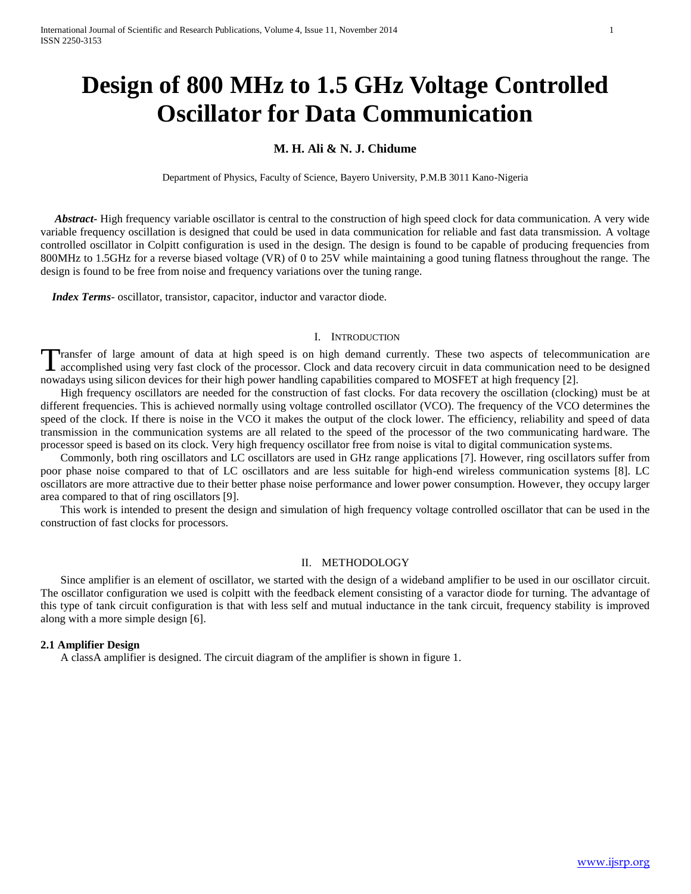# Design of 800 MHz to 1.5 GHz Voltage Controlled Oscillator for Data Communication

**M. H. Ali & N. J. Chidume**

Department of Physics, Faculty of Science, Bayero University, P.M.B 3011 Kano-Nigeria

***Abstract-*** High frequency variable oscillator is central to the construction of high speed clock for data communication. A very wide variable frequency oscillation is designed that could be used in data communication for reliable and fast data transmission. A voltage controlled oscillator in Colpitt configuration is used in the design. The design is found to be capable of producing frequencies from 800MHz to 1.5GHz for a reverse biased voltage (VR) of 0 to 25V while maintaining a good tuning flatness throughout the range. The design is found to be free from noise and frequency variations over the tuning range.

***Index Terms***- oscillator, transistor, capacitor, inductor and varactor diode.

## I. Introduction

Transfer of large amount of data at high speed is on high demand currently. These two aspects of telecommunication are accomplished using very fast clock of the processor. Clock and data recovery circuit in data communication need to be designed nowadays using silicon devices for their high power handling capabilities compared to MOSFET at high frequency [2].

High frequency oscillators are needed for the construction of fast clocks. For data recovery the oscillation (clocking) must be at different frequencies. This is achieved normally using voltage controlled oscillator (VCO). The frequency of the VCO determines the speed of the clock. If there is noise in the VCO it makes the output of the clock lower. The efficiency, reliability and speed of data transmission in the communication systems are all related to the speed of the processor of the two communicating hardware. The processor speed is based on its clock. Very high frequency oscillator free from noise is vital to digital communication systems.

Commonly, both ring oscillators and LC oscillators are used in GHz range applications [7]. However, ring oscillators suffer from poor phase noise compared to that of LC oscillators and are less suitable for high-end wireless communication systems [8]. LC oscillators are more attractive due to their better phase noise performance and lower power consumption. However, they occupy larger area compared to that of ring oscillators [9].

This work is intended to present the design and simulation of high frequency voltage controlled oscillator that can be used in the construction of fast clocks for processors.

## II. Methodology

Since amplifier is an element of oscillator, we started with the design of a wideband amplifier to be used in our oscillator circuit. The oscillator configuration we used is colpitt with the feedback element consisting of a varactor diode for turning. The advantage of this type of tank circuit configuration is that with less self and mutual inductance in the tank circuit, frequency stability is improved along with a more simple design [6].

### 2.1 Amplifier Design

A classA amplifier is designed. The circuit diagram of the amplifier is shown in figure 1.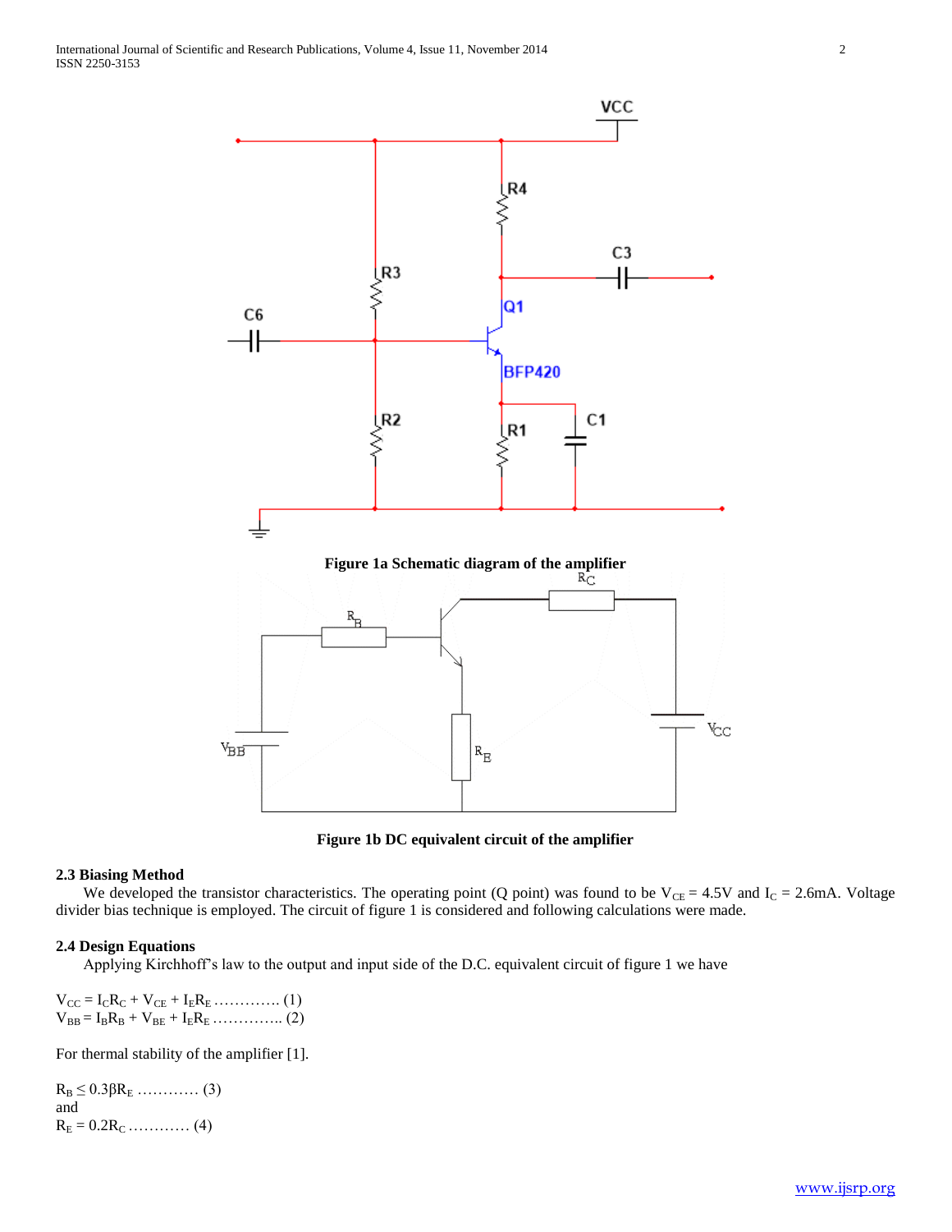Figure 1a Schematic diagram of the amplifier

Figure 1b DC equivalent circuit of the amplifier

### 2.3 Biasing Method

We developed the transistor characteristics. The operating point (Q point) was found to be $V_{CE}$ = 4.5V and $I_C$ = 2.6mA. Voltage divider bias technique is employed. The circuit of figure 1 is considered and following calculations were made.

### 2.4 Design Equations

Applying Kirchhoff's law to the output and input side of the D.C. equivalent circuit of figure 1 we have

$$V_{CC} = I_C R_C + V_{CE} + I_E R_E \quad \text{............. (1)}$$

$$V_{BB} = I_B R_B + V_{BE} + I_E R_E \quad \text{............. (2)}$$

For thermal stability of the amplifier [1].

$$R_B \leq 0.3 \beta R_E \quad \text{............ (3)}$$

and

$$R_E = 0.2 R_C \quad \text{............ (4)}$$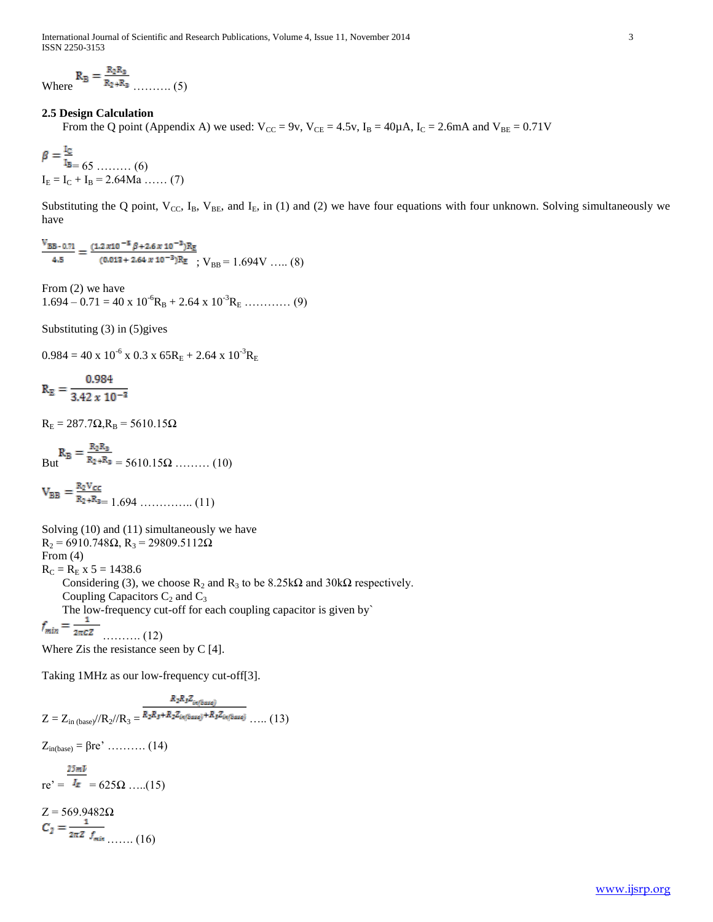Where $R_B = \frac{R_2 R_3}{R_2+R_3}$ ………. (5)

### 2.5 Design Calculation

From the Q point (Appendix A) we used: $V_{CC}$ = 9v, $V_{CE}$ = 4.5v, $I_B$ = 40μA, $I_C$ = 2.6mA and $V_{BE}$ = 0.71V

$\beta = \frac{I_C}{I_B}$= 65 ……… (6)

$I_E = I_C + I_B$ = 2.64Ma …… (7)

Substituting the Q point, $V_{CC}$, $I_B$, $V_{BE}$, and $I_E$, in (1) and (2) we have four equations with four unknown. Solving simultaneously we have

$\frac{V_{BB}-0.71}{4.5} = \frac{(1.2x10^{-5}\beta + 2.6x10^{-3})R_E}{(0.013+2.64x10^{-3})R_E}$ ; $V_{BB}$ = 1.694V ….. (8)

From (2) we have

$1.694 - 0.71 = 40 \times 10^{-6} R_B + 2.64 \times 10^{-3} R_E$ ………… (9)

Substituting (3) in (5)gives

$0.984 = 40 \times 10^{-6} \times 0.3 \times 65R_E + 2.64 \times 10^{-3} R_E$

$$R_E = \frac{0.984}{3.42 \times 10^{-3}}$$

$R_E$ = 287.7Ω,$R_B$ = 5610.15Ω

But $R_B = \frac{R_2 R_3}{R_2+R_3}$ = 5610.15Ω ……… (10)

$V_{BB} = \frac{R_2 V_{CC}}{R_2+R_3}$= 1.694 ………….. (11)

Solving (10) and (11) simultaneously we have

$R_2$ = 6910.748Ω, $R_3$ = 29809.5112Ω

From (4)

$R_C = R_E \times 5$ = 1438.6

Considering (3), we choose $R_2$ and $R_3$ to be 8.25kΩ and 30kΩ respectively.

Coupling Capacitors $C_2$ and $C_3$

The low-frequency cut-off for each coupling capacitor is given by`

$f_{min} = \frac{1}{2\pi CZ}$ ………. (12)

Where Zis the resistance seen by C [4].

Taking 1MHz as our low-frequency cut-off[3].

$Z = Z_{in\ (base)}//R_2//R_3 = \frac{R_2 R_3 Z_{in(base)}}{R_2R_3+R_2Z_{in(base)}+R_3Z_{in(base)}}$ ….. (13)

$Z_{in(base)} = \beta re'$ ………. (14)

$re' = \frac{25mV}{I_E}$ = 625Ω …..(15)

Z = 569.9482Ω

$C_2 = \frac{1}{2\pi Z\ f_{min}}$ ……. (16)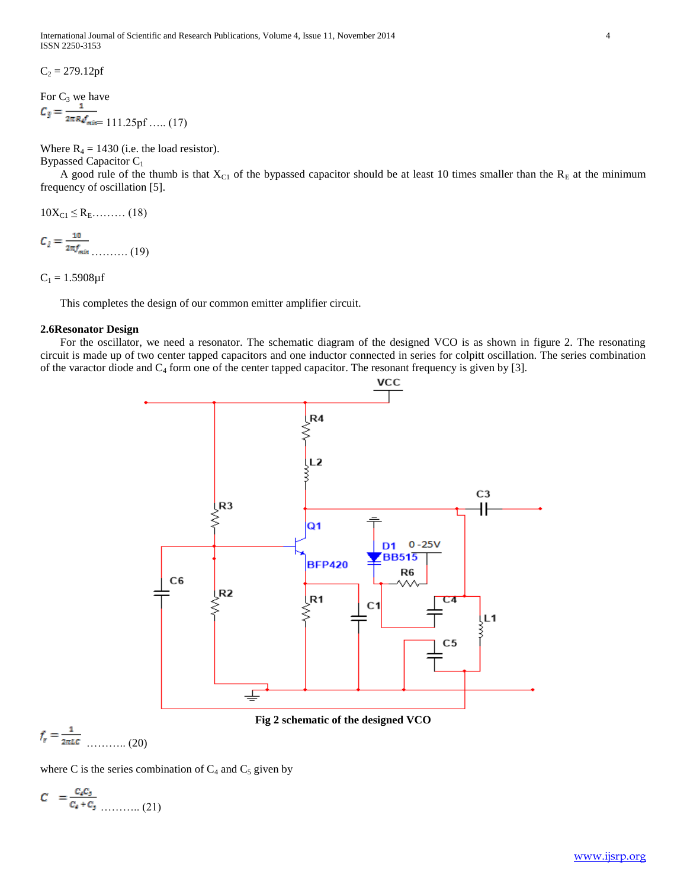$C_2$ = 279.12pf

For $C_3$ we have

$$C_3 = \frac{1}{2\pi R_4 f_{min}} = 111.25\text{pf} \quad \text{….. (17)}$$

Where $R_4$ = 1430 (i.e. the load resistor).

Bypassed Capacitor $C_1$

A good rule of the thumb is that $X_{C1}$ of the bypassed capacitor should be at least 10 times smaller than the $R_E$ at the minimum frequency of oscillation [5].

$$10X_{C1} \leq R_E \quad \text{……… (18)}$$

$$C_1 = \frac{10}{2\pi f_{min}} \quad \text{………. (19)}$$

$C_1$ = 1.5908μf

This completes the design of our common emitter amplifier circuit.

### 2.6 Resonator Design

For the oscillator, we need a resonator. The schematic diagram of the designed VCO is as shown in figure 2. The resonating circuit is made up of two center tapped capacitors and one inductor connected in series for colpitt oscillation. The series combination of the varactor diode and $C_4$ form one of the center tapped capacitor. The resonant frequency is given by [3].

**Fig 2 schematic of the designed VCO**

$$f_r = \frac{1}{2\pi LC} \quad \text{……….. (20)}$$

where C is the series combination of $C_4$ and $C_5$ given by

$$C = \frac{C_4 C_5}{C_4 + C_5} \quad \text{……….. (21)}$$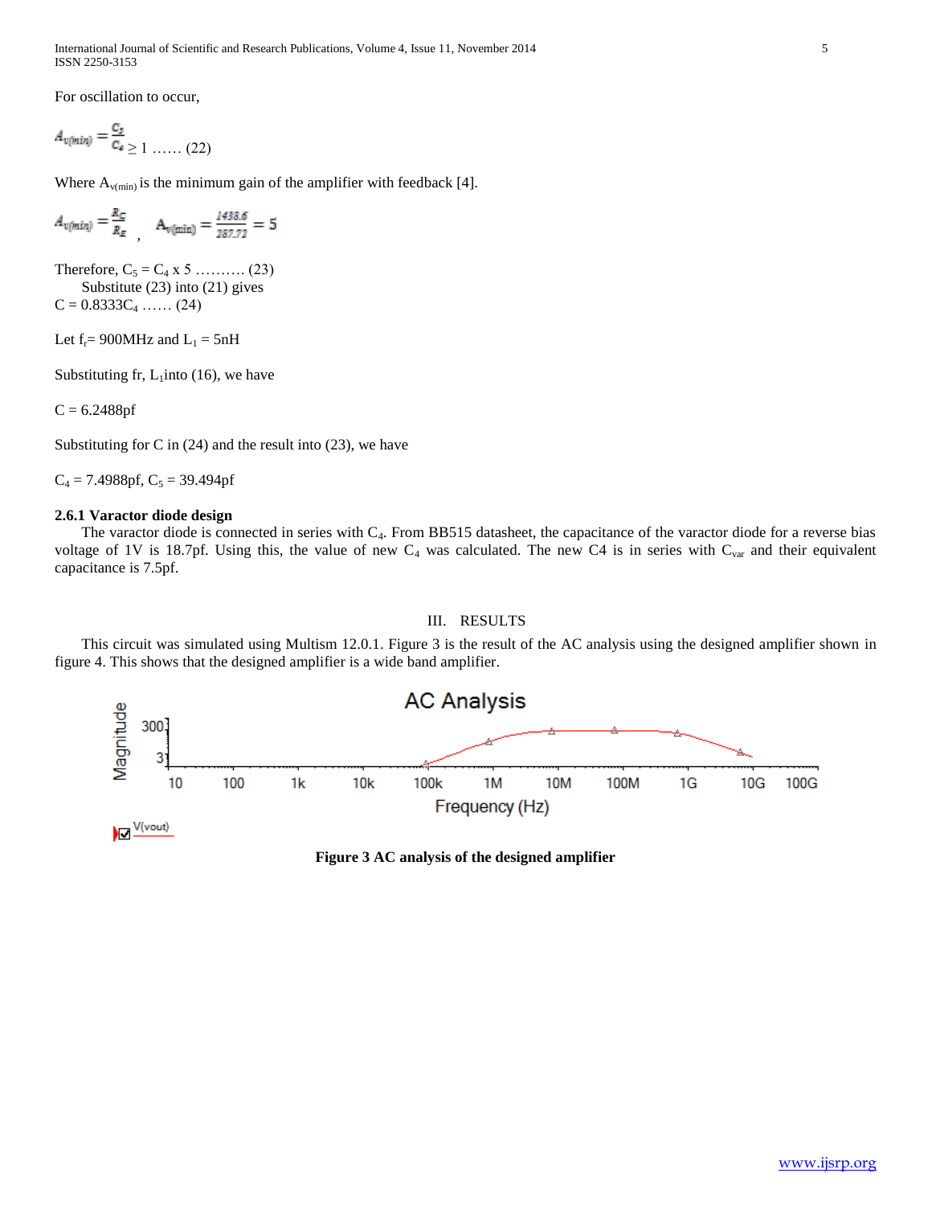For oscillation to occur,

$$A_{v(min)} = \frac{C_5}{C_4} \geq 1 \text{ ...... (22)}$$

Where $A_{v(min)}$ is the minimum gain of the amplifier with feedback [4].

$$A_{v(min)} = \frac{R_C}{R_E}, \quad A_{v(min)} = \frac{1438.6}{287.72} = 5$$

Therefore, $C_5 = C_4 \times 5$ .......... (23)

Substitute (23) into (21) gives

$C = 0.8333C_4$ ...... (24)

Let $f_r$= 900MHz and $L_1$ = 5nH

Substituting fr, $L_1$into (16), we have

C = 6.2488pf

Substituting for C in (24) and the result into (23), we have

$C_4$ = 7.4988pf, $C_5$ = 39.494pf

### 2.6.1 Varactor diode design

The varactor diode is connected in series with $C_4$. From BB515 datasheet, the capacitance of the varactor diode for a reverse bias voltage of 1V is 18.7pf. Using this, the value of new $C_4$ was calculated. The new C4 is in series with $C_{var}$ and their equivalent capacitance is 7.5pf.

## III. RESULTS

This circuit was simulated using Multism 12.0.1. Figure 3 is the result of the AC analysis using the designed amplifier shown in figure 4. This shows that the designed amplifier is a wide band amplifier.

**Figure 3 AC analysis of the designed amplifier**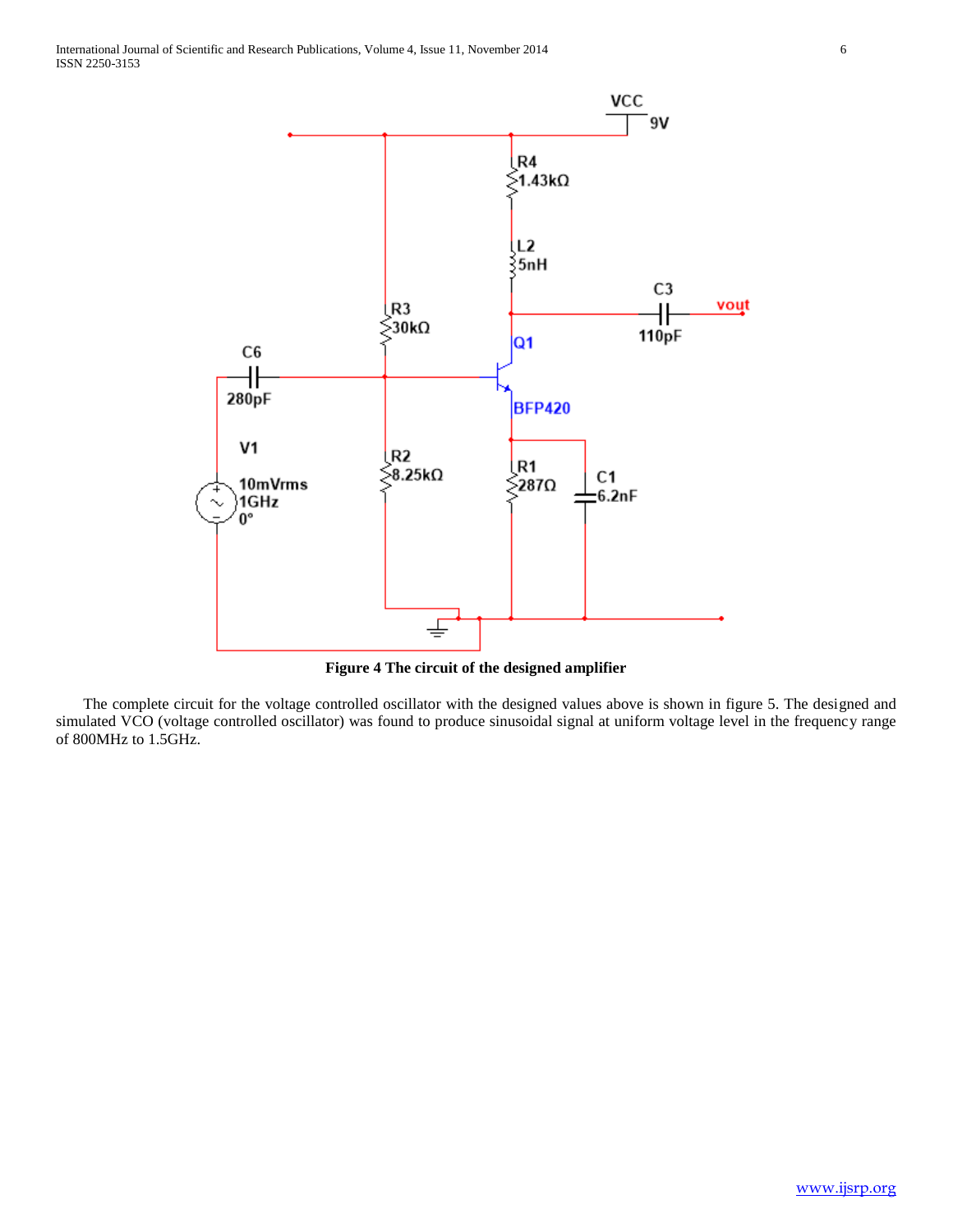**Figure 4 The circuit of the designed amplifier**

The complete circuit for the voltage controlled oscillator with the designed values above is shown in figure 5. The designed and simulated VCO (voltage controlled oscillator) was found to produce sinusoidal signal at uniform voltage level in the frequency range of 800MHz to 1.5GHz.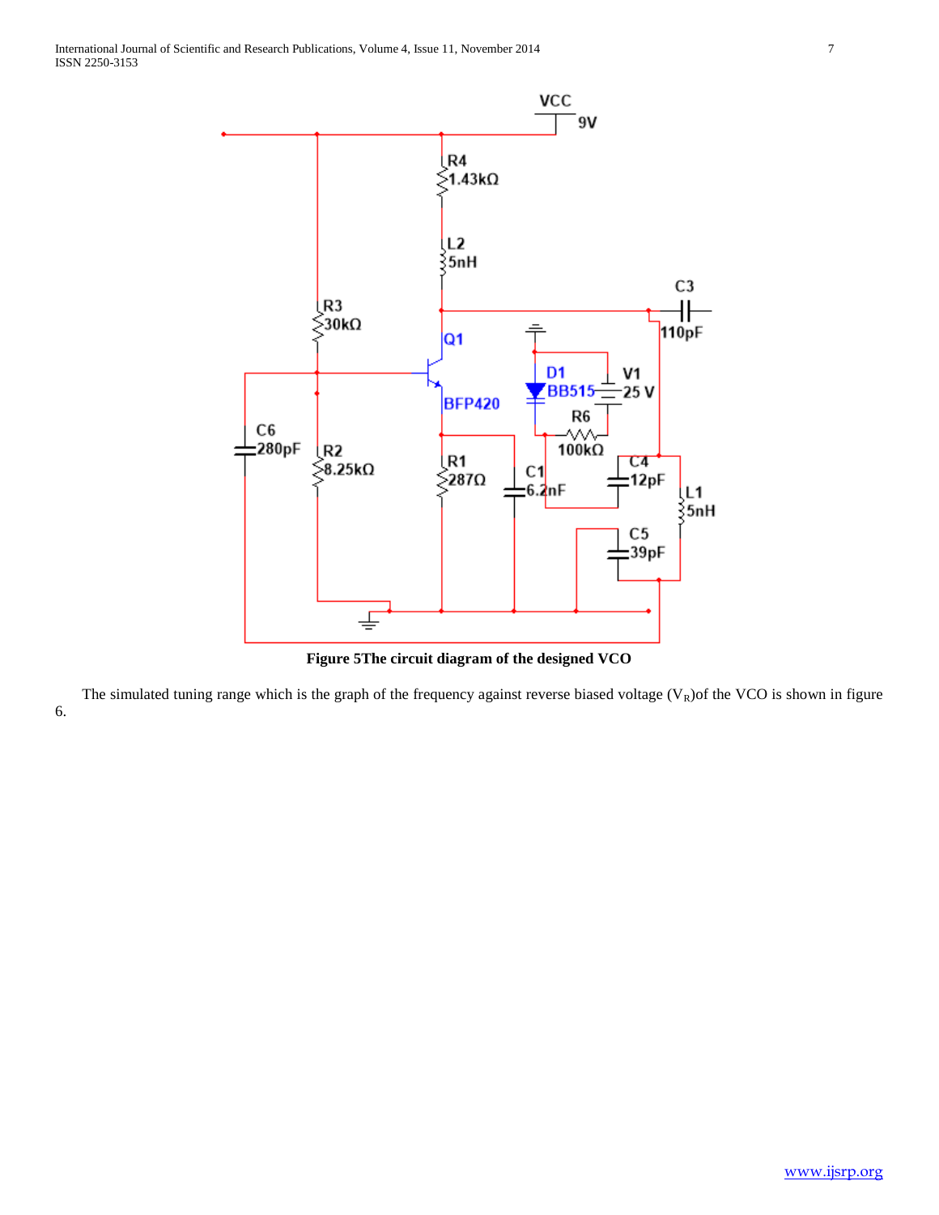**Figure 5The circuit diagram of the designed VCO**

The simulated tuning range which is the graph of the frequency against reverse biased voltage ($V_R$)of the VCO is shown in figure 6.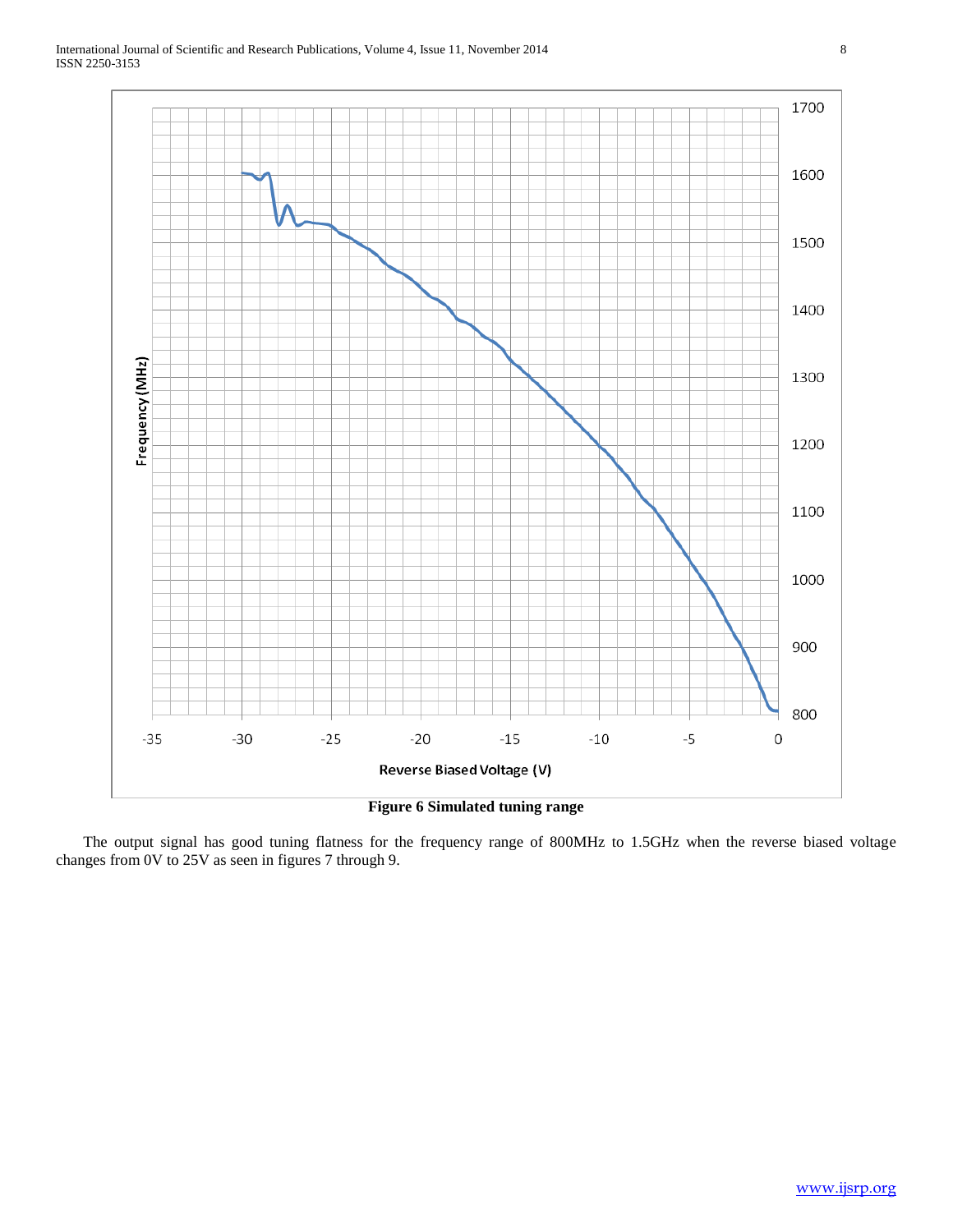Figure 6 Simulated tuning range

The output signal has good tuning flatness for the frequency range of 800MHz to 1.5GHz when the reverse biased voltage changes from 0V to 25V as seen in figures 7 through 9.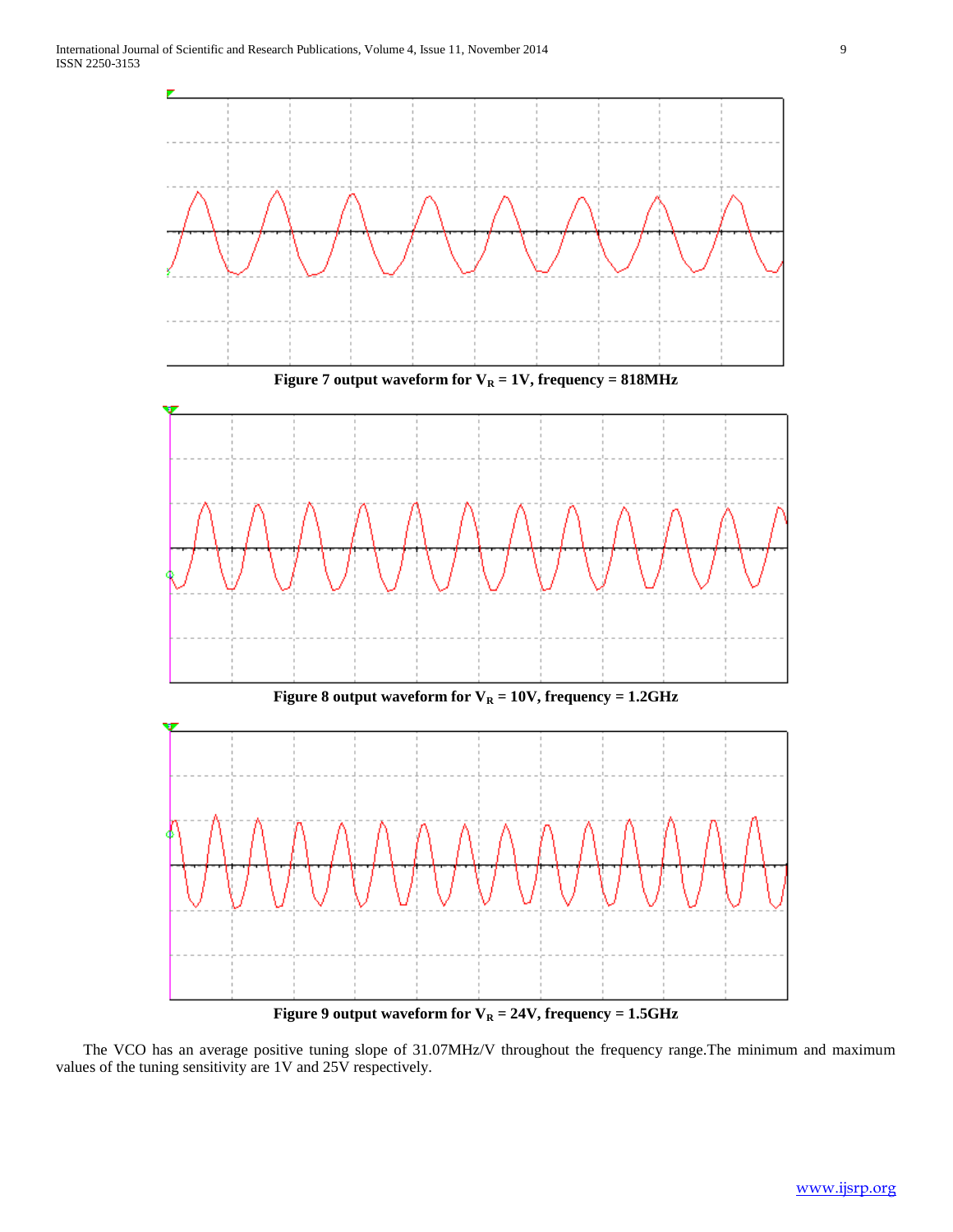Figure 7 output waveform for $V_R$ = 1V, frequency = 818MHz

Figure 8 output waveform for $V_R$ = 10V, frequency = 1.2GHz

Figure 9 output waveform for $V_R$ = 24V, frequency = 1.5GHz

The VCO has an average positive tuning slope of 31.07MHz/V throughout the frequency range.The minimum and maximum values of the tuning sensitivity are 1V and 25V respectively.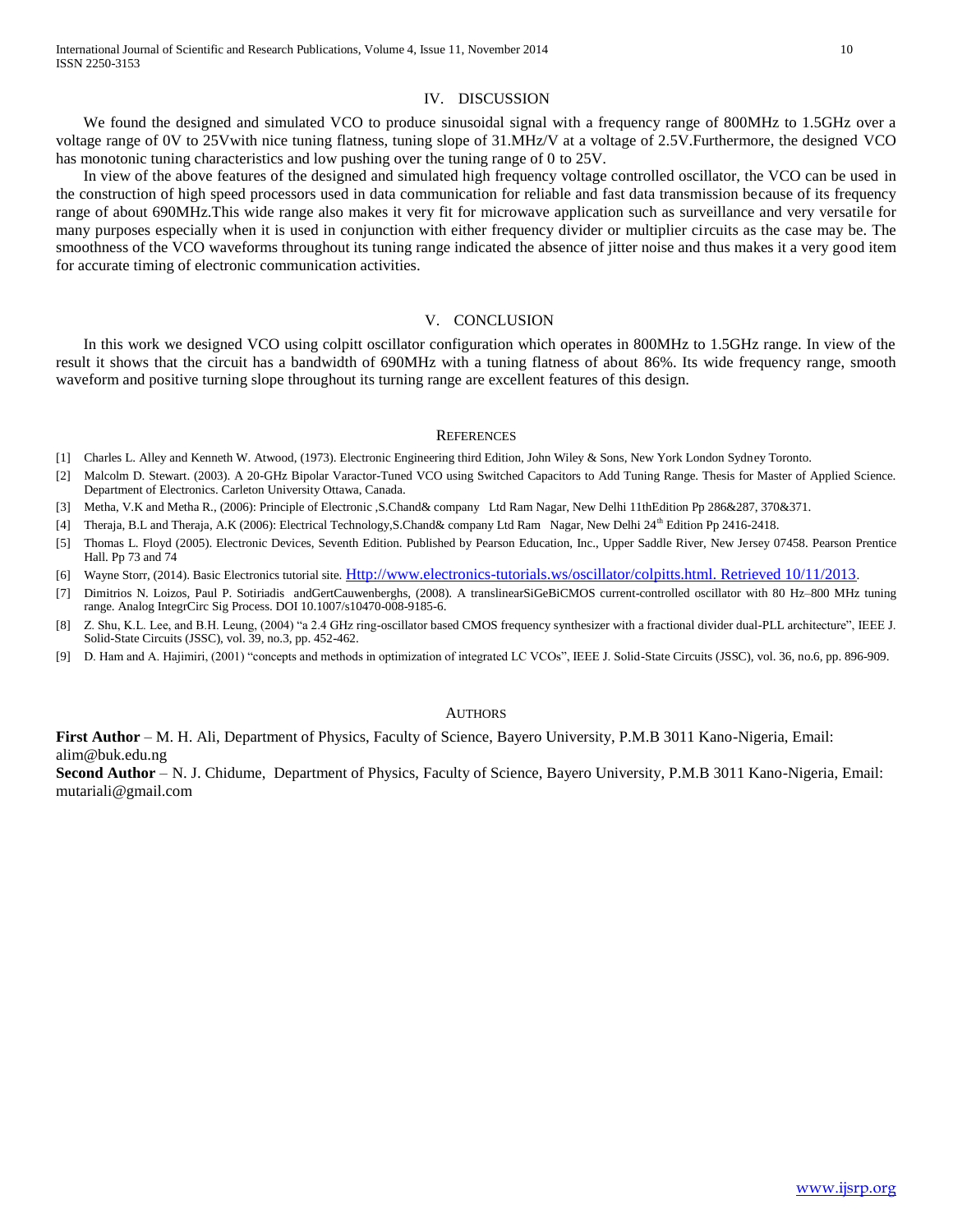## IV. DISCUSSION

We found the designed and simulated VCO to produce sinusoidal signal with a frequency range of 800MHz to 1.5GHz over a voltage range of 0V to 25Vwith nice tuning flatness, tuning slope of 31.MHz/V at a voltage of 2.5V.Furthermore, the designed VCO has monotonic tuning characteristics and low pushing over the tuning range of 0 to 25V.

In view of the above features of the designed and simulated high frequency voltage controlled oscillator, the VCO can be used in the construction of high speed processors used in data communication for reliable and fast data transmission because of its frequency range of about 690MHz.This wide range also makes it very fit for microwave application such as surveillance and very versatile for many purposes especially when it is used in conjunction with either frequency divider or multiplier circuits as the case may be. The smoothness of the VCO waveforms throughout its tuning range indicated the absence of jitter noise and thus makes it a very good item for accurate timing of electronic communication activities.

## V. CONCLUSION

In this work we designed VCO using colpitt oscillator configuration which operates in 800MHz to 1.5GHz range. In view of the result it shows that the circuit has a bandwidth of 690MHz with a tuning flatness of about 86%. Its wide frequency range, smooth waveform and positive turning slope throughout its turning range are excellent features of this design.

## REFERENCES

[1] Charles L. Alley and Kenneth W. Atwood, (1973). Electronic Engineering third Edition, John Wiley & Sons, New York London Sydney Toronto.

[2] Malcolm D. Stewart. (2003). A 20-GHz Bipolar Varactor-Tuned VCO using Switched Capacitors to Add Tuning Range. Thesis for Master of Applied Science. Department of Electronics. Carleton University Ottawa, Canada.

[3] Metha, V.K and Metha R., (2006): Principle of Electronic ,S.Chand& company Ltd Ram Nagar, New Delhi 11thEdition Pp 286&287, 370&371.

[4] Theraja, B.L and Theraja, A.K (2006): Electrical Technology,S.Chand& company Ltd Ram Nagar, New Delhi 24th Edition Pp 2416-2418.

[5] Thomas L. Floyd (2005). Electronic Devices, Seventh Edition. Published by Pearson Education, Inc., Upper Saddle River, New Jersey 07458. Pearson Prentice Hall. Pp 73 and 74

[6] Wayne Storr, (2014). Basic Electronics tutorial site. Http://www.electronics-tutorials.ws/oscillator/colpitts.html. Retrieved 10/11/2013.

[7] Dimitrios N. Loizos, Paul P. Sotiriadis andGertCauwenberghs, (2008). A translinearSiGeBiCMOS current-controlled oscillator with 80 Hz–800 MHz tuning range. Analog IntegrCirc Sig Process. DOI 10.1007/s10470-008-9185-6.

[8] Z. Shu, K.L. Lee, and B.H. Leung, (2004) "a 2.4 GHz ring-oscillator based CMOS frequency synthesizer with a fractional divider dual-PLL architecture", IEEE J. Solid-State Circuits (JSSC), vol. 39, no.3, pp. 452-462.

[9] D. Ham and A. Hajimiri, (2001) "concepts and methods in optimization of integrated LC VCOs", IEEE J. Solid-State Circuits (JSSC), vol. 36, no.6, pp. 896-909.

## AUTHORS

**First Author** – M. H. Ali, Department of Physics, Faculty of Science, Bayero University, P.M.B 3011 Kano-Nigeria, Email: alim@buk.edu.ng

**Second Author** – N. J. Chidume, Department of Physics, Faculty of Science, Bayero University, P.M.B 3011 Kano-Nigeria, Email: mutariali@gmail.com